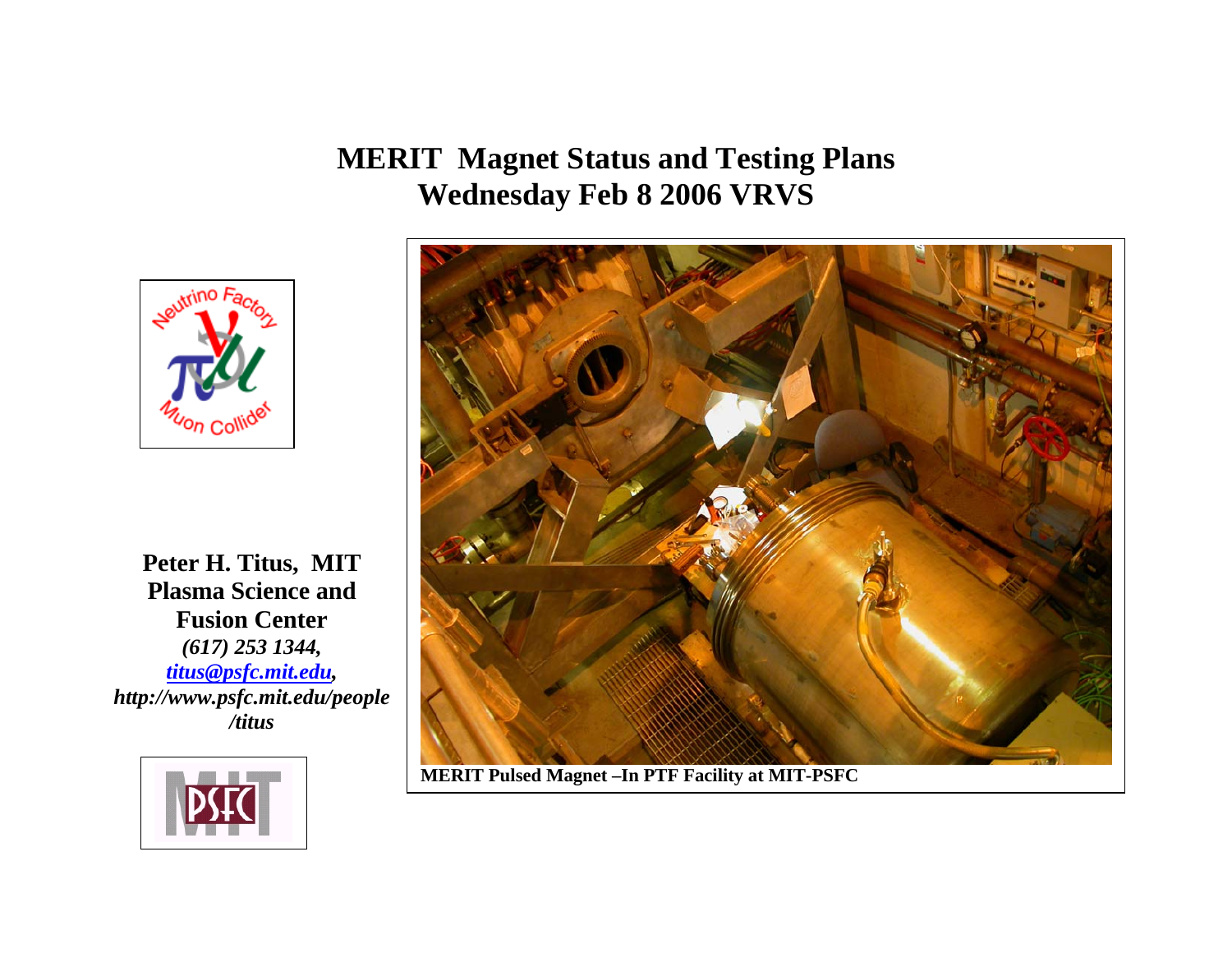# MERIT Magnet Status and Testing Plans
# Wednesday Feb 8 2006 VRVS

**Peter H. Titus, MIT Plasma Science and Fusion Center**
***(617) 253 1344, titus@psfc.mit.edu, http://www.psfc.mit.edu/people/titus***

**MERIT Pulsed Magnet –In PTF Facility at MIT-PSFC**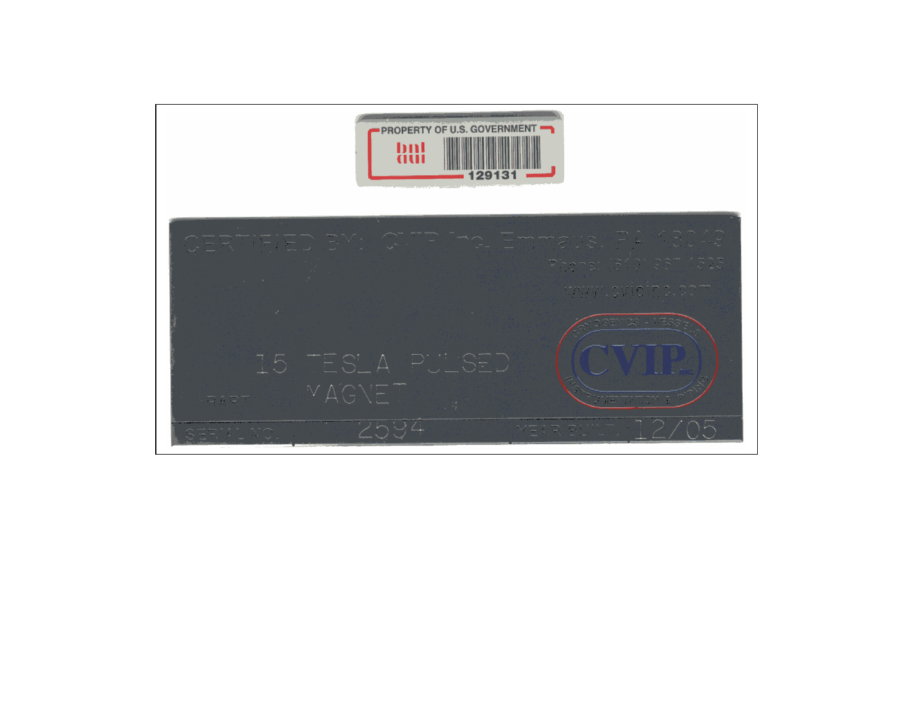PROPERTY OF U.S. GOVERNMENT

bnl

129131

CERTIFIED BY: CVIP Inc. Emmaus, PA 18049

Phone: (610) 967-1525

www.cvipinc.com

CRYOGENICS • VESSELS

CVIP INC.

INSTRUMENTATION & PIPING

15 TESLA PULSED MAGNET

PART

SERIAL NO. 2594

YEAR BUILT 12/05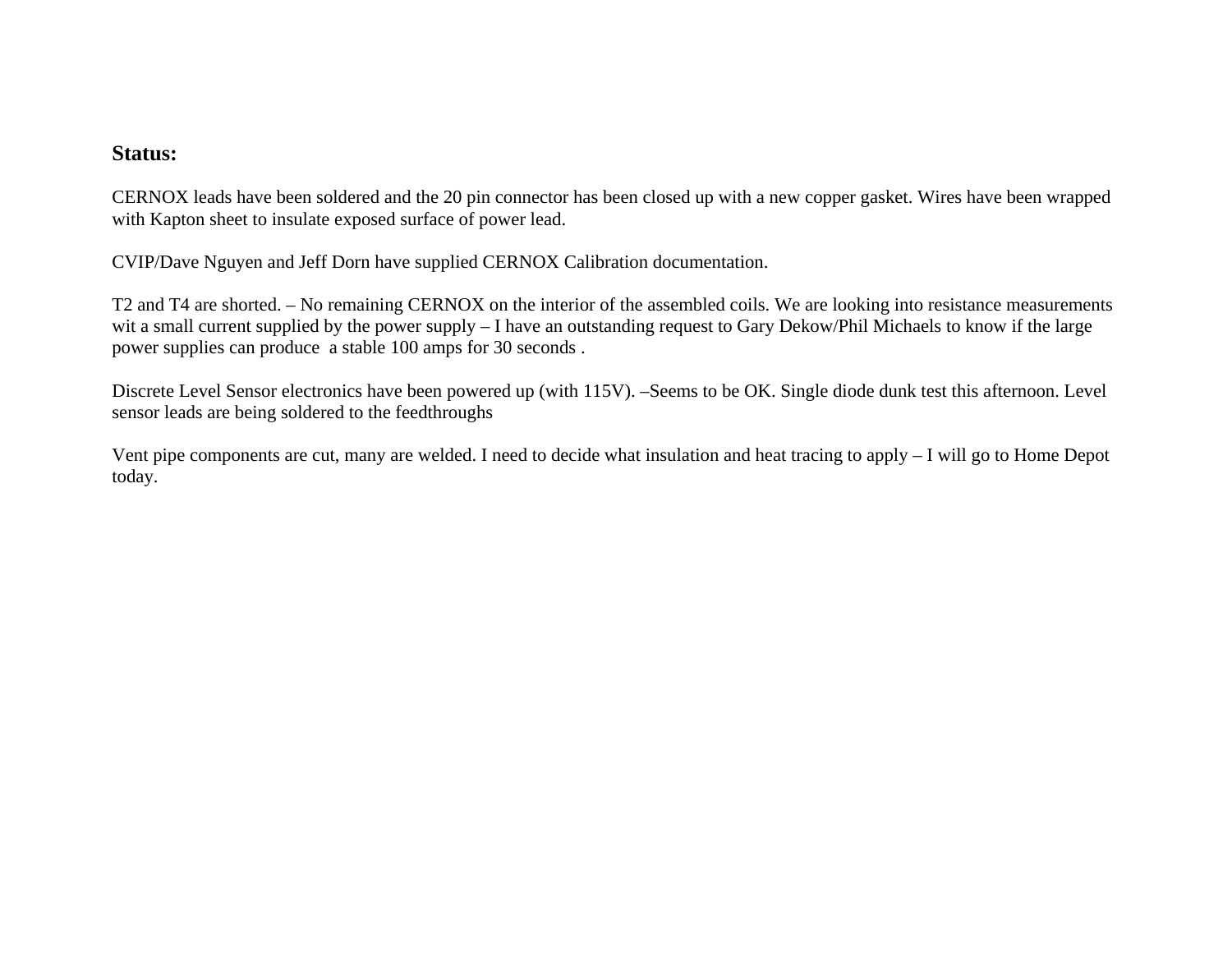**Status:**

CERNOX leads have been soldered and the 20 pin connector has been closed up with a new copper gasket. Wires have been wrapped with Kapton sheet to insulate exposed surface of power lead.

CVIP/Dave Nguyen and Jeff Dorn have supplied CERNOX Calibration documentation.

T2 and T4 are shorted. – No remaining CERNOX on the interior of the assembled coils. We are looking into resistance measurements wit a small current supplied by the power supply – I have an outstanding request to Gary Dekow/Phil Michaels to know if the large power supplies can produce a stable 100 amps for 30 seconds .

Discrete Level Sensor electronics have been powered up (with 115V). –Seems to be OK. Single diode dunk test this afternoon. Level sensor leads are being soldered to the feedthroughs

Vent pipe components are cut, many are welded. I need to decide what insulation and heat tracing to apply – I will go to Home Depot today.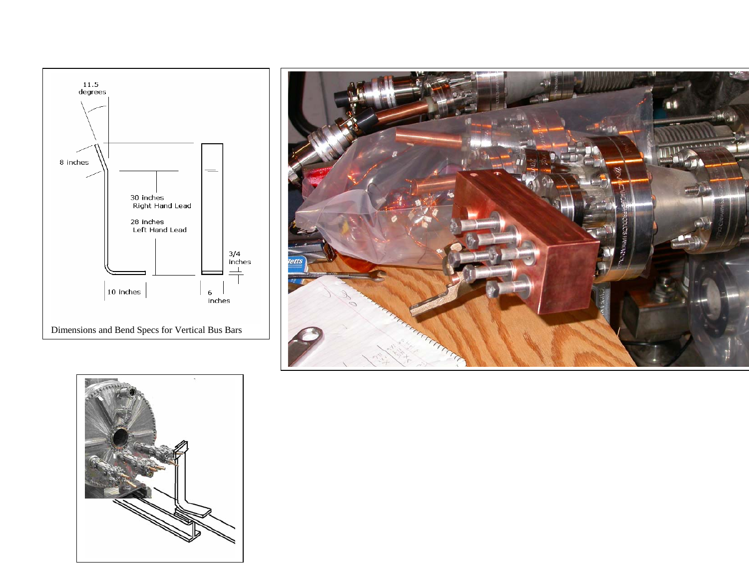11.5 degrees

8 inches

30 inches Right Hand Lead

28 inches Left Hand Lead

3/4 inches

10 inches

6 inches

Dimensions and Bend Specs for Vertical Bus Bars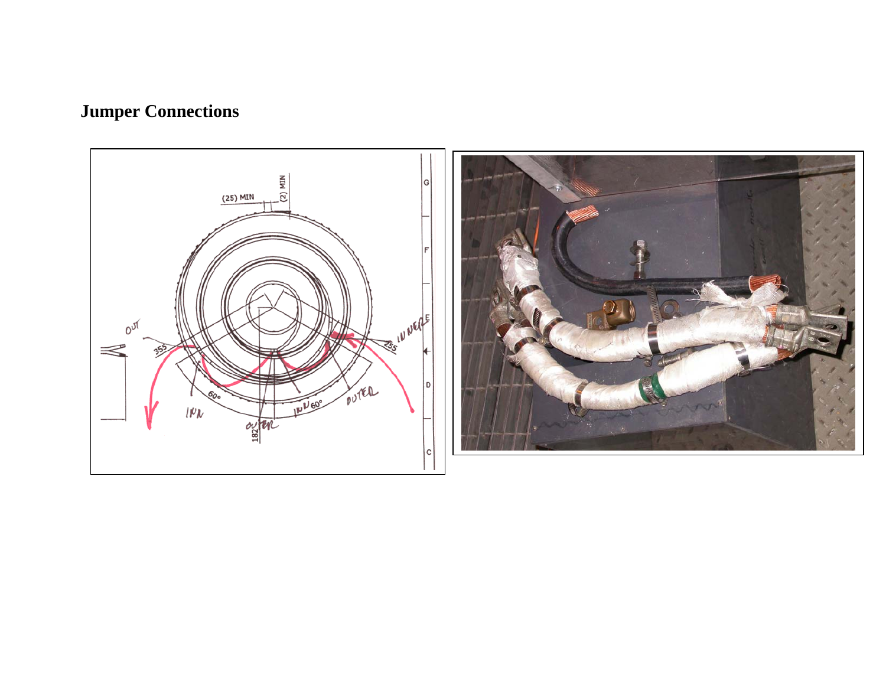# Jumper Connections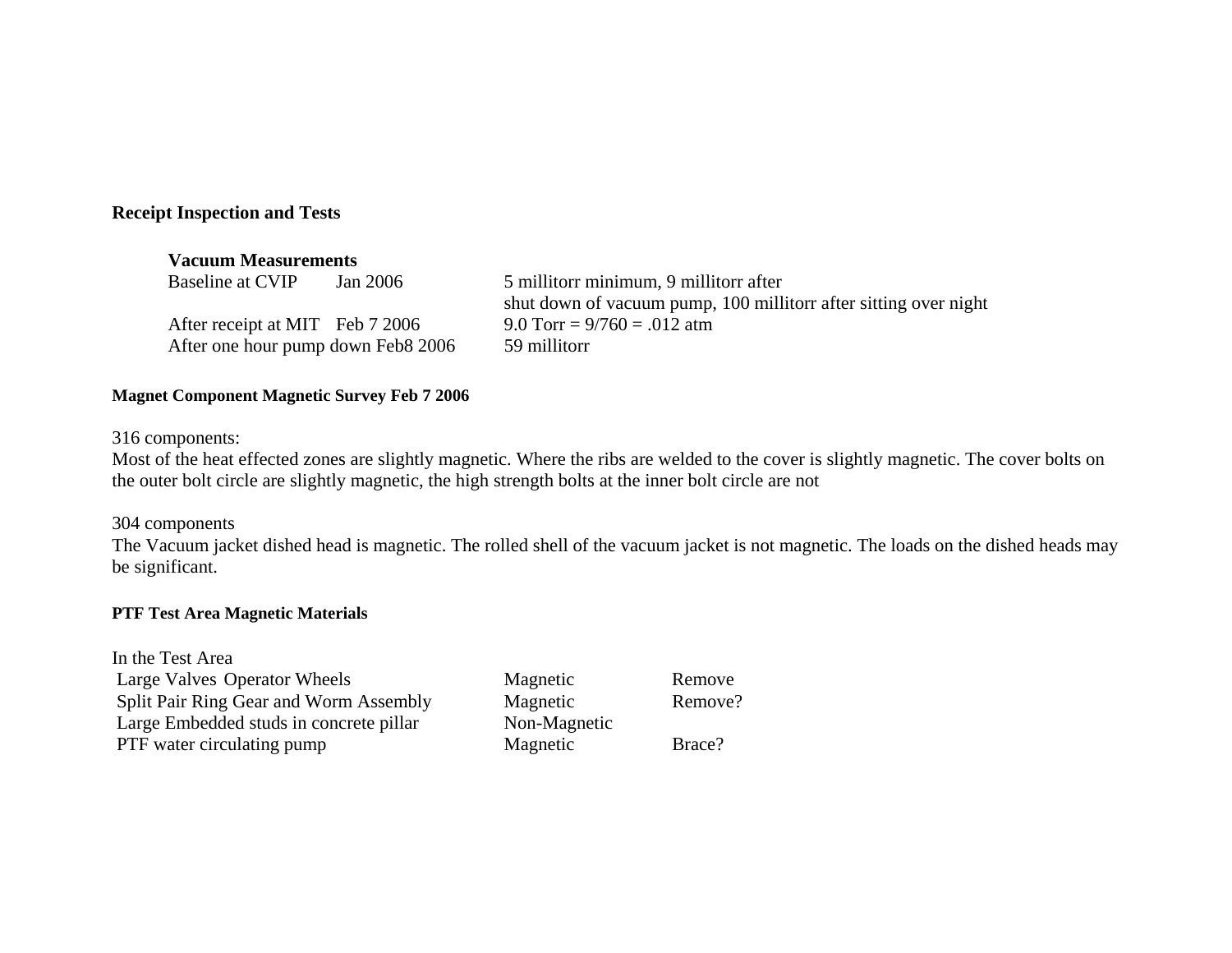## Receipt Inspection and Tests

### Vacuum Measurements

| | | |
|---|---|---|
| Baseline at CVIP | Jan 2006 | 5 millitorr minimum, 9 millitorr after shut down of vacuum pump, 100 millitorr after sitting over night |
| After receipt at MIT | Feb 7 2006 | 9.0 Torr = 9/760 = .012 atm |
| After one hour pump down | Feb8 2006 | 59 millitorr |

#### Magnet Component Magnetic Survey Feb 7 2006

316 components:
Most of the heat effected zones are slightly magnetic. Where the ribs are welded to the cover is slightly magnetic. The cover bolts on the outer bolt circle are slightly magnetic, the high strength bolts at the inner bolt circle are not

304 components
The Vacuum jacket dished head is magnetic. The rolled shell of the vacuum jacket is not magnetic. The loads on the dished heads may be significant.

#### PTF Test Area Magnetic Materials

In the Test Area

| | | |
|---|---|---|
| Large Valves Operator Wheels | Magnetic | Remove |
| Split Pair Ring Gear and Worm Assembly | Magnetic | Remove? |
| Large Embedded studs in concrete pillar | Non-Magnetic | |
| PTF water circulating pump | Magnetic | Brace? |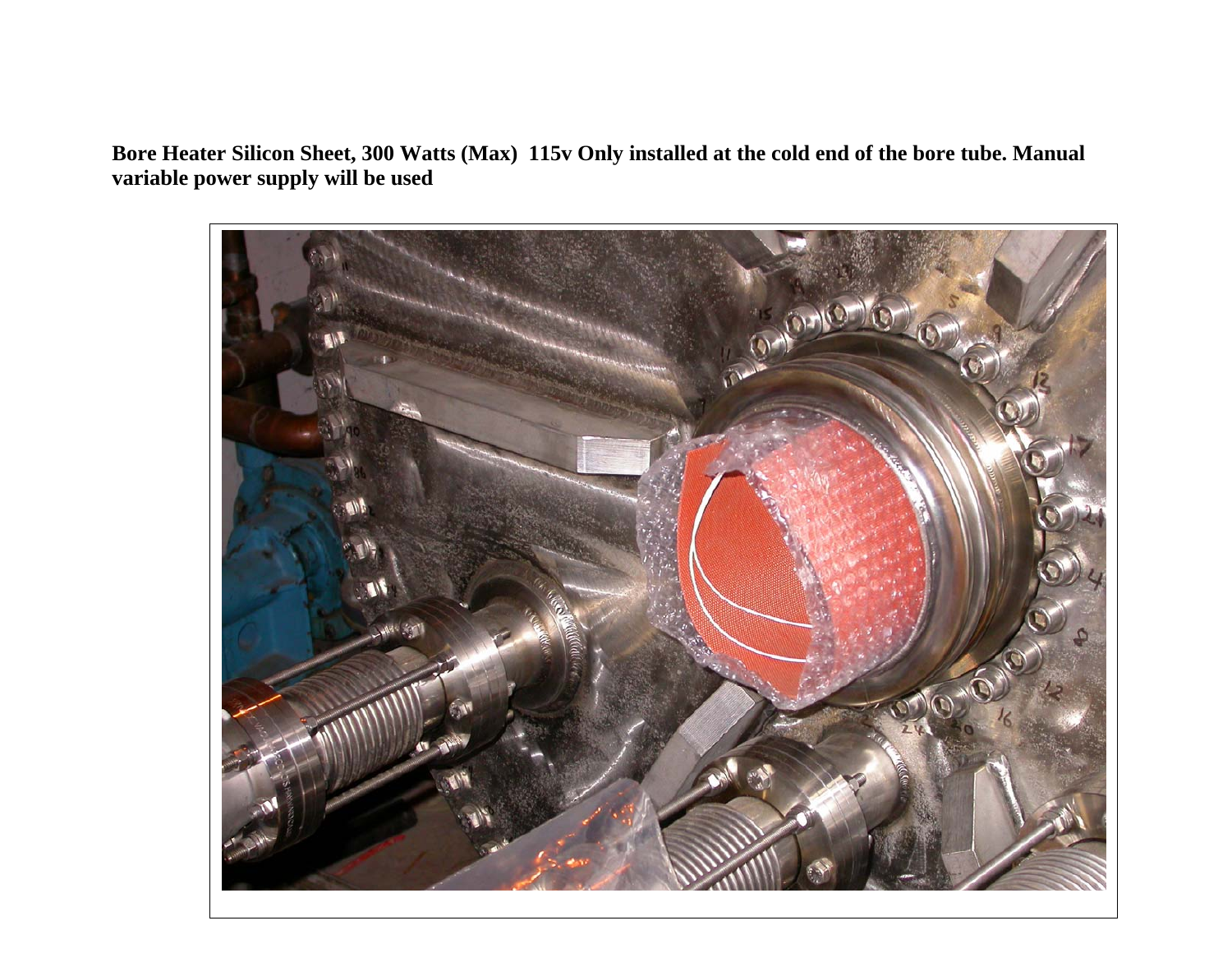**Bore Heater Silicon Sheet, 300 Watts (Max) 115v Only installed at the cold end of the bore tube. Manual variable power supply will be used**